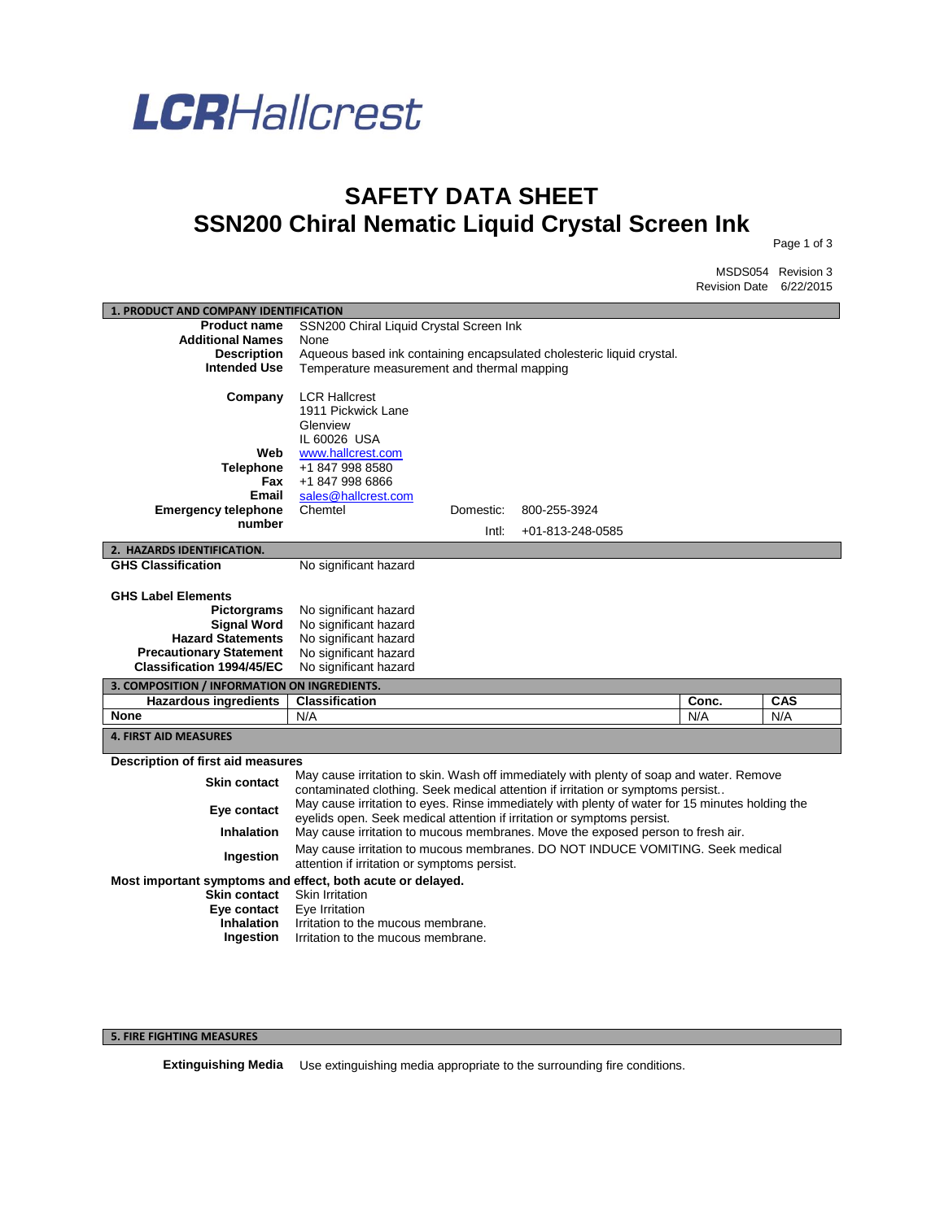# LCRHallcrest

# SAFETY DATA SHEET
# SSN200 Chiral Nematic Liquid Crystal Screen Ink

MSDS054 Revision 3
Revision Date 6/22/2015

## 1. PRODUCT AND COMPANY IDENTIFICATION

| | |
|---|---|
| **Product name** | SSN200 Chiral Liquid Crystal Screen Ink |
| **Additional Names** | None |
| **Description** | Aqueous based ink containing encapsulated cholesteric liquid crystal. |
| **Intended Use** | Temperature measurement and thermal mapping |
| **Company** | LCR Hallcrest<br>1911 Pickwick Lane<br>Glenview<br>IL 60026 USA |
| **Web** | www.hallcrest.com |
| **Telephone** | +1 847 998 8580 |
| **Fax** | +1 847 998 6866 |
| **Email** | sales@hallcrest.com |
| **Emergency telephone number** | Chemtel — Domestic: 800-255-3924; Intl: +01-813-248-0585 |

## 2. HAZARDS IDENTIFICATION.

**GHS Classification** No significant hazard

**GHS Label Elements**

| | |
|---|---|
| **Pictograms** | No significant hazard |
| **Signal Word** | No significant hazard |
| **Hazard Statements** | No significant hazard |
| **Precautionary Statement** | No significant hazard |
| **Classification 1994/45/EC** | No significant hazard |

## 3. COMPOSITION / INFORMATION ON INGREDIENTS.

| Hazardous ingredients | Classification | Conc. | CAS |
|---|---|---|---|
| **None** | N/A | N/A | N/A |

## 4. FIRST AID MEASURES

**Description of first aid measures**

| | |
|---|---|
| **Skin contact** | May cause irritation to skin. Wash off immediately with plenty of soap and water. Remove contaminated clothing. Seek medical attention if irritation or symptoms persist.. |
| **Eye contact** | May cause irritation to eyes. Rinse immediately with plenty of water for 15 minutes holding the eyelids open. Seek medical attention if irritation or symptoms persist. |
| **Inhalation** | May cause irritation to mucous membranes. Move the exposed person to fresh air. |
| **Ingestion** | May cause irritation to mucous membranes. DO NOT INDUCE VOMITING. Seek medical attention if irritation or symptoms persist. |

**Most important symptoms and effect, both acute or delayed.**

| | |
|---|---|
| **Skin contact** | Skin Irritation |
| **Eye contact** | Eye Irritation |
| **Inhalation** | Irritation to the mucous membrane. |
| **Ingestion** | Irritation to the mucous membrane. |

## 5. FIRE FIGHTING MEASURES

**Extinguishing Media** Use extinguishing media appropriate to the surrounding fire conditions.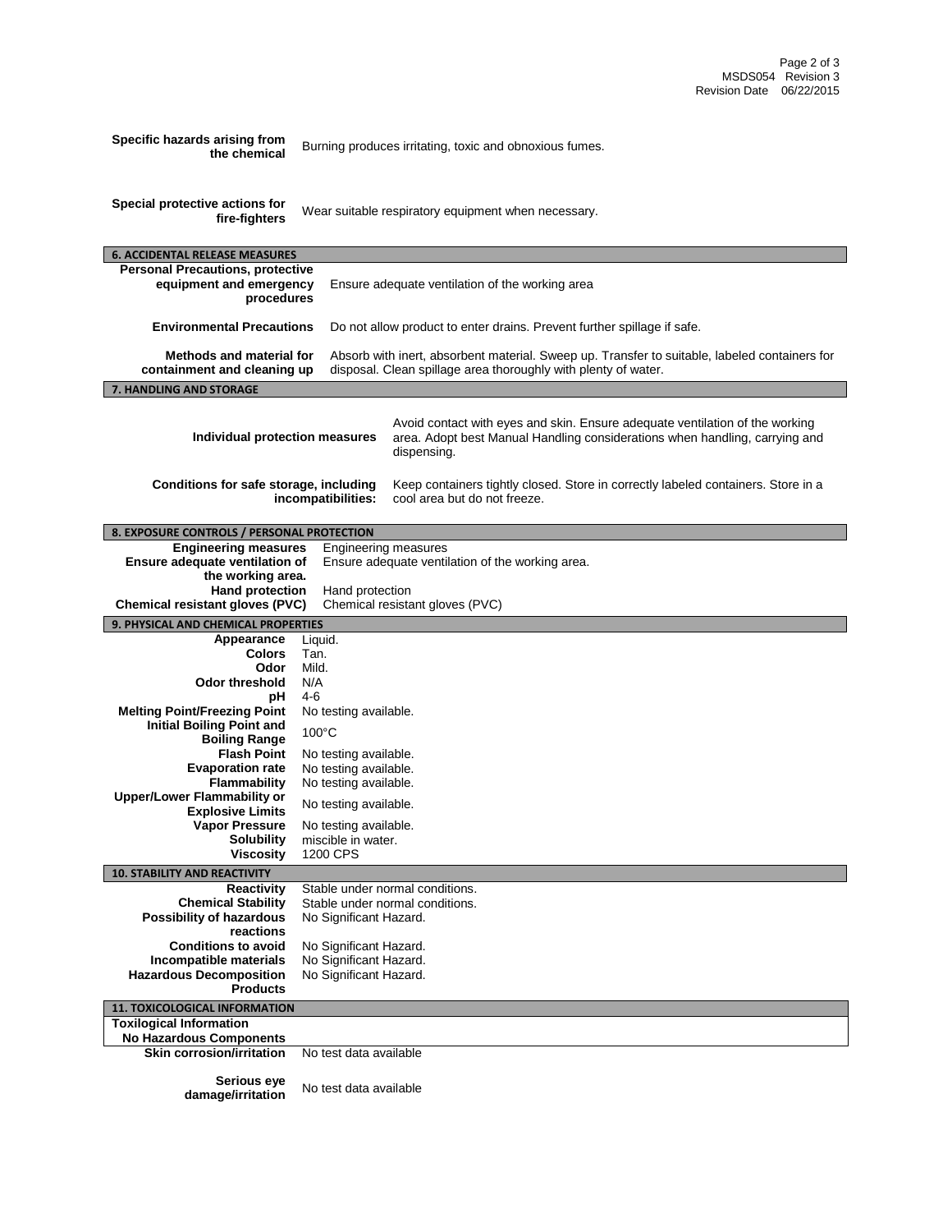| | |
|---|---|
| **Specific hazards arising from the chemical** | Burning produces irritating, toxic and obnoxious fumes. |
| **Special protective actions for fire-fighters** | Wear suitable respiratory equipment when necessary. |

## 6. ACCIDENTAL RELEASE MEASURES

| | |
|---|---|
| **Personal Precautions, protective equipment and emergency procedures** | Ensure adequate ventilation of the working area |
| **Environmental Precautions** | Do not allow product to enter drains. Prevent further spillage if safe. |
| **Methods and material for containment and cleaning up** | Absorb with inert, absorbent material. Sweep up. Transfer to suitable, labeled containers for disposal. Clean spillage area thoroughly with plenty of water. |

## 7. HANDLING AND STORAGE

| | |
|---|---|
| **Individual protection measures** | Avoid contact with eyes and skin. Ensure adequate ventilation of the working area. Adopt best Manual Handling considerations when handling, carrying and dispensing. |
| **Conditions for safe storage, including incompatibilities:** | Keep containers tightly closed. Store in correctly labeled containers. Store in a cool area but do not freeze. |

## 8. EXPOSURE CONTROLS / PERSONAL PROTECTION

| | |
|---|---|
| **Engineering measures** | Engineering measures |
| **Ensure adequate ventilation of the working area.** | Ensure adequate ventilation of the working area. |
| **Hand protection** | Hand protection |
| **Chemical resistant gloves (PVC)** | Chemical resistant gloves (PVC) |

## 9. PHYSICAL AND CHEMICAL PROPERTIES

| | |
|---|---|
| **Appearance** | Liquid. |
| **Colors** | Tan. |
| **Odor** | Mild. |
| **Odor threshold** | N/A |
| **pH** | 4-6 |
| **Melting Point/Freezing Point** | No testing available. |
| **Initial Boiling Point and Boiling Range** | 100°C |
| **Flash Point** | No testing available. |
| **Evaporation rate** | No testing available. |
| **Flammability** | No testing available. |
| **Upper/Lower Flammability or Explosive Limits** | No testing available. |
| **Vapor Pressure** | No testing available. |
| **Solubility** | miscible in water. |
| **Viscosity** | 1200 CPS |

## 10. STABILITY AND REACTIVITY

| | |
|---|---|
| **Reactivity** | Stable under normal conditions. |
| **Chemical Stability** | Stable under normal conditions. |
| **Possibility of hazardous reactions** | No Significant Hazard. |
| **Conditions to avoid** | No Significant Hazard. |
| **Incompatible materials** | No Significant Hazard. |
| **Hazardous Decomposition Products** | No Significant Hazard. |

## 11. TOXICOLOGICAL INFORMATION

**Toxilogical Information**
**No Hazardous Components**

| | |
|---|---|
| **Skin corrosion/irritation** | No test data available |
| **Serious eye damage/irritation** | No test data available |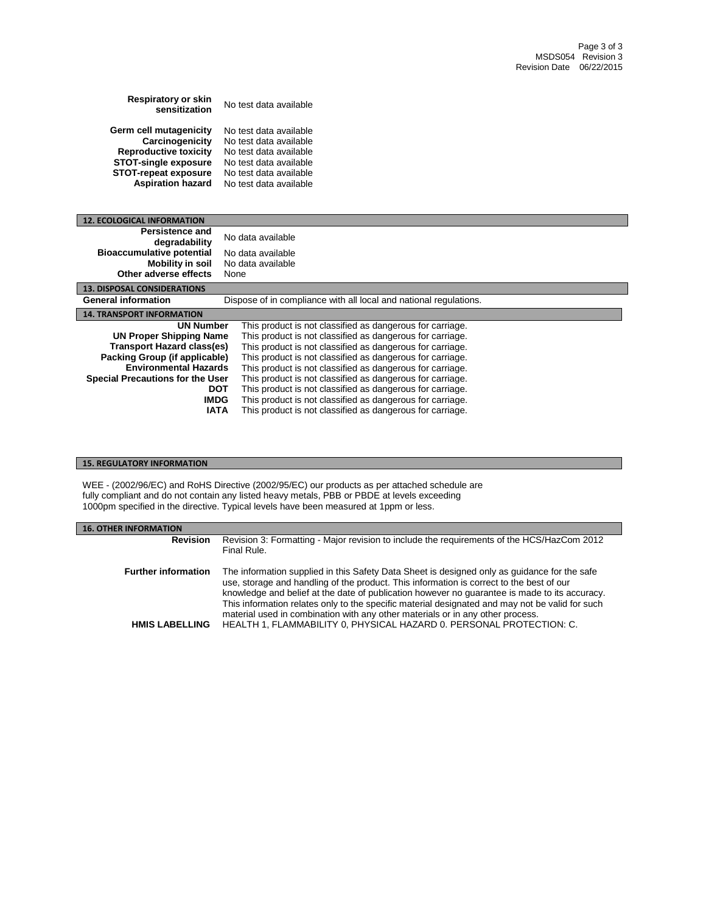| | |
|---|---|
| **Respiratory or skin sensitization** | No test data available |
| **Germ cell mutagenicity** | No test data available |
| **Carcinogenicity** | No test data available |
| **Reproductive toxicity** | No test data available |
| **STOT-single exposure** | No test data available |
| **STOT-repeat exposure** | No test data available |
| **Aspiration hazard** | No test data available |

## 12. ECOLOGICAL INFORMATION

| | |
|---|---|
| **Persistence and degradability** | No data available |
| **Bioaccumulative potential** | No data available |
| **Mobility in soil** | No data available |
| **Other adverse effects** | None |

## 13. DISPOSAL CONSIDERATIONS

| | |
|---|---|
| **General information** | Dispose of in compliance with all local and national regulations. |

## 14. TRANSPORT INFORMATION

| | |
|---|---|
| **UN Number** | This product is not classified as dangerous for carriage. |
| **UN Proper Shipping Name** | This product is not classified as dangerous for carriage. |
| **Transport Hazard class(es)** | This product is not classified as dangerous for carriage. |
| **Packing Group (if applicable)** | This product is not classified as dangerous for carriage. |
| **Environmental Hazards** | This product is not classified as dangerous for carriage. |
| **Special Precautions for the User** | This product is not classified as dangerous for carriage. |
| **DOT** | This product is not classified as dangerous for carriage. |
| **IMDG** | This product is not classified as dangerous for carriage. |
| **IATA** | This product is not classified as dangerous for carriage. |

## 15. REGULATORY INFORMATION

WEE - (2002/96/EC) and RoHS Directive (2002/95/EC) our products as per attached schedule are fully compliant and do not contain any listed heavy metals, PBB or PBDE at levels exceeding 1000pm specified in the directive. Typical levels have been measured at 1ppm or less.

## 16. OTHER INFORMATION

| | |
|---|---|
| **Revision** | Revision 3: Formatting - Major revision to include the requirements of the HCS/HazCom 2012 Final Rule. |
| **Further information** | The information supplied in this Safety Data Sheet is designed only as guidance for the safe use, storage and handling of the product. This information is correct to the best of our knowledge and belief at the date of publication however no guarantee is made to its accuracy. This information relates only to the specific material designated and may not be valid for such material used in combination with any other materials or in any other process. |
| **HMIS LABELLING** | HEALTH 1, FLAMMABILITY 0, PHYSICAL HAZARD 0. PERSONAL PROTECTION: C. |